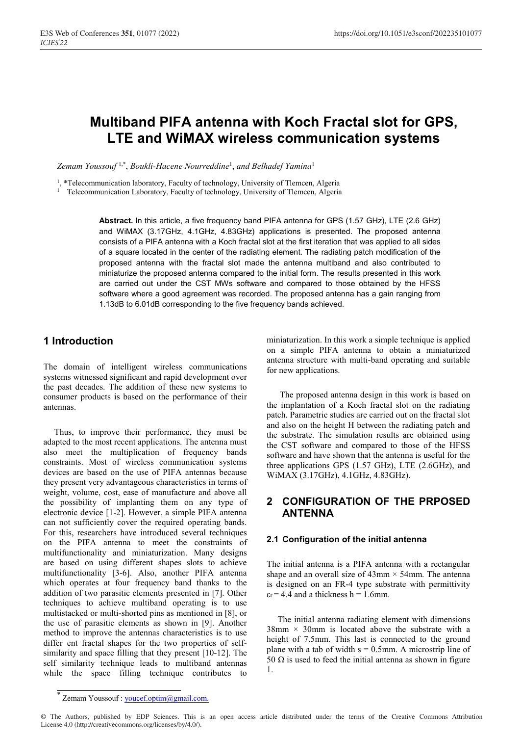# Multiband PIFA antenna with Koch Fractal slot for GPS, LTE and WiMAX wireless communication systems

*Zemam Youssouf* [1,*], *Boukli-Hacene Nourreddine*[1], *and Belhadef Yamina*[1]

[1], *Telecommunication laboratory, Faculty of technology, University of Tlemcen, Algeria
[1] Telecommunication Laboratory, Faculty of technology, University of Tlemcen, Algeria

**Abstract.** In this article, a five frequency band PIFA antenna for GPS (1.57 GHz), LTE (2.6 GHz) and WiMAX (3.17GHz, 4.1GHz, 4.83GHz) applications is presented. The proposed antenna consists of a PIFA antenna with a Koch fractal slot at the first iteration that was applied to all sides of a square located in the center of the radiating element. The radiating patch modification of the proposed antenna with the fractal slot made the antenna multiband and also contributed to miniaturize the proposed antenna compared to the initial form. The results presented in this work are carried out under the CST MWs software and compared to those obtained by the HFSS software where a good agreement was recorded. The proposed antenna has a gain ranging from 1.13dB to 6.01dB corresponding to the five frequency bands achieved.

## 1 Introduction

The domain of intelligent wireless communications systems witnessed significant and rapid development over the past decades. The addition of these new systems to consumer products is based on the performance of their antennas.

Thus, to improve their performance, they must be adapted to the most recent applications. The antenna must also meet the multiplication of frequency bands constraints. Most of wireless communication systems devices are based on the use of PIFA antennas because they present very advantageous characteristics in terms of weight, volume, cost, ease of manufacture and above all the possibility of implanting them on any type of electronic device [1-2]. However, a simple PIFA antenna can not sufficiently cover the required operating bands. For this, researchers have introduced several techniques on the PIFA antenna to meet the constraints of multifunctionality and miniaturization. Many designs are based on using different shapes slots to achieve multifunctionality [3-6]. Also, another PIFA antenna which operates at four frequency band thanks to the addition of two parasitic elements presented in [7]. Other techniques to achieve multiband operating is to use multistacked or multi-shorted pins as mentioned in [8], or the use of parasitic elements as shown in [9]. Another method to improve the antennas characteristics is to use differ ent fractal shapes for the two properties of self-similarity and space filling that they present [10-12]. The self similarity technique leads to multiband antennas while the space filling technique contributes to miniaturization. In this work a simple technique is applied on a simple PIFA antenna to obtain a miniaturized antenna structure with multi-band operating and suitable for new applications.

The proposed antenna design in this work is based on the implantation of a Koch fractal slot on the radiating patch. Parametric studies are carried out on the fractal slot and also on the height H between the radiating patch and the substrate. The simulation results are obtained using the CST software and compared to those of the HFSS software and have shown that the antenna is useful for the three applications GPS (1.57 GHz), LTE (2.6GHz), and WiMAX (3.17GHz), 4.1GHz, 4.83GHz).

## 2 CONFIGURATION OF THE PRPOSED ANTENNA

### 2.1 Configuration of the initial antenna

The initial antenna is a PIFA antenna with a rectangular shape and an overall size of 43mm × 54mm. The antenna is designed on an FR-4 type substrate with permittivity $\varepsilon_r = 4.4$ and a thickness h = 1.6mm.

The initial antenna radiating element with dimensions 38mm × 30mm is located above the substrate with a height of 7.5mm. This last is connected to the ground plane with a tab of width s = 0.5mm. A microstrip line of 50 Ω is used to feed the initial antenna as shown in figure 1.

* Zemam Youssouf : youcef.optim@gmail.com.

© The Authors, published by EDP Sciences. This is an open access article distributed under the terms of the Creative Commons Attribution License 4.0 (http://creativecommons.org/licenses/by/4.0/).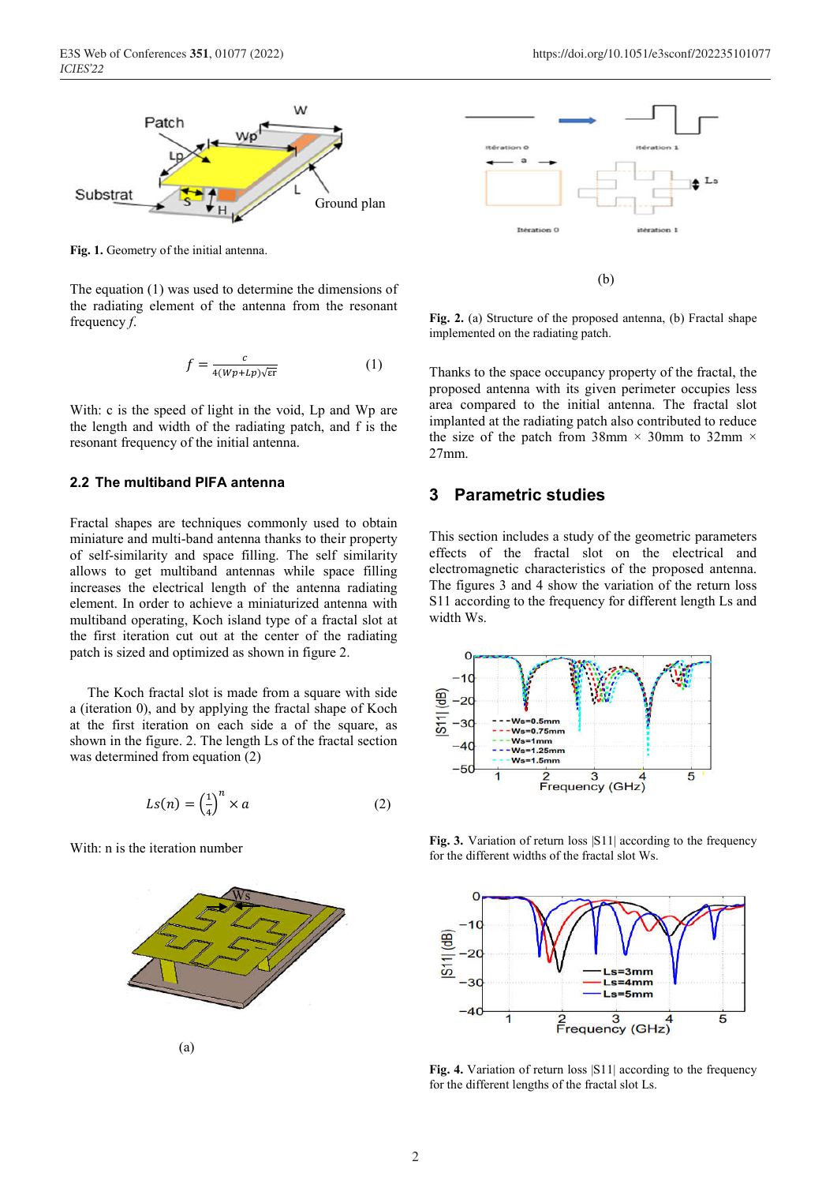**Fig. 1.** Geometry of the initial antenna.

The equation (1) was used to determine the dimensions of the radiating element of the antenna from the resonant frequency *f*.

$$f = \frac{c}{4(Wp+Lp)\sqrt{\varepsilon r}} \qquad (1)$$

With: c is the speed of light in the void, Lp and Wp are the length and width of the radiating patch, and f is the resonant frequency of the initial antenna.

### 2.2 The multiband PIFA antenna

Fractal shapes are techniques commonly used to obtain miniature and multi-band antennas thanks to their property of self-similarity and space filling. The self similarity allows to get multiband antennas while space filling increases the electrical length of the antenna radiating element. In order to achieve a miniaturized antenna with multiband operating, Koch island type of a fractal slot at the first iteration cut out at the center of the radiating patch is sized and optimized as shown in figure 2.

The Koch fractal slot is made from a square with side a (iteration 0), and by applying the fractal shape of Koch at the first iteration on each side a of the square, as shown in the figure. 2. The length Ls of the fractal section was determined from equation (2)

$$Ls(n) = \left(\frac{1}{4}\right)^n \times a \qquad (2)$$

With: n is the iteration number

(a)

(b)

**Fig. 2.** (a) Structure of the proposed antenna, (b) Fractal shape implemented on the radiating patch.

Thanks to the space occupancy property of the fractal, the proposed antenna with its given perimeter occupies less area compared to the initial antenna. The fractal slot implanted at the radiating patch also contributed to reduce the size of the patch from 38mm × 30mm to 32mm × 27mm.

## 3 Parametric studies

This section includes a study of the geometric parameters effects of the fractal slot on the electrical and electromagnetic characteristics of the proposed antenna. The figures 3 and 4 show the variation of the return loss S11 according to the frequency for different length Ls and width Ws.

**Fig. 3.** Variation of return loss |S11| according to the frequency for the different widths of the fractal slot Ws.

**Fig. 4.** Variation of return loss |S11| according to the frequency for the different lengths of the fractal slot Ls.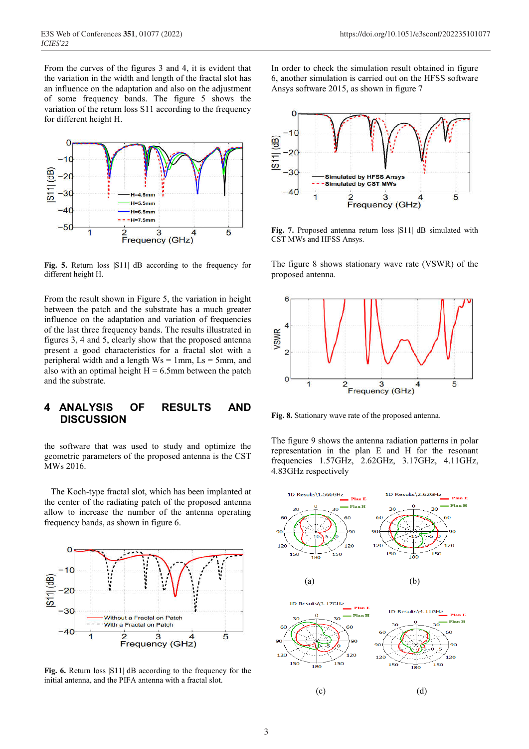From the curves of the figures 3 and 4, it is evident that the variation in the width and length of the fractal slot has an influence on the adaptation and also on the adjustment of some frequency bands. The figure 5 shows the variation of the return loss S11 according to the frequency for different height H.

**Fig. 5.** Return loss |S11| dB according to the frequency for different height H.

From the result shown in Figure 5, the variation in height between the patch and the substrate has a much greater influence on the adaptation and variation of frequencies of the last three frequency bands. The results illustrated in figures 3, 4 and 5, clearly show that the proposed antenna present a good characteristics for a fractal slot with a peripheral width and a length Ws = 1mm, Ls = 5mm, and also with an optimal height H = 6.5mm between the patch and the substrate.

## 4 ANALYSIS OF RESULTS AND DISCUSSION

the software that was used to study and optimize the geometric parameters of the proposed antenna is the CST MWs 2016.

The Koch-type fractal slot, which has been implanted at the center of the radiating patch of the proposed antenna allow to increase the number of the antenna operating frequency bands, as shown in figure 6.

**Fig. 6.** Return loss |S11| dB according to the frequency for the initial antenna, and the PIFA antenna with a fractal slot.

In order to check the simulation result obtained in figure 6, another simulation is carried out on the HFSS software Ansys software 2015, as shown in figure 7

**Fig. 7.** Proposed antenna return loss |S11| dB simulated with CST MWs and HFSS Ansys.

The figure 8 shows stationary wave rate (VSWR) of the proposed antenna.

**Fig. 8.** Stationary wave rate of the proposed antenna.

The figure 9 shows the antenna radiation patterns in polar representation in the plan E and H for the resonant frequencies 1.57GHz, 2.62GHz, 3.17GHz, 4.11GHz, 4.83GHz respectively

(a) (b)

(c) (d)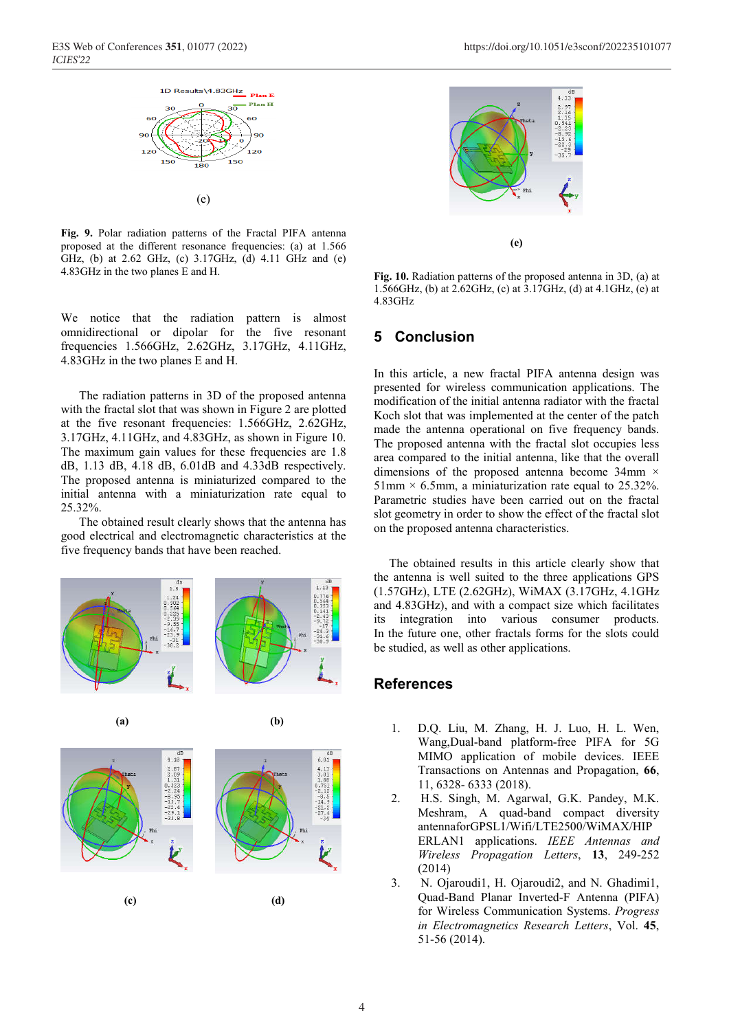(e)

**Fig. 9.** Polar radiation patterns of the Fractal PIFA antenna proposed at the different resonance frequencies: (a) at 1.566 GHz, (b) at 2.62 GHz, (c) 3.17GHz, (d) 4.11 GHz and (e) 4.83GHz in the two planes E and H.

We notice that the radiation pattern is almost omnidirectional or dipolar for the five resonant frequencies 1.566GHz, 2.62GHz, 3.17GHz, 4.11GHz, 4.83GHz in the two planes E and H.

The radiation patterns in 3D of the proposed antenna with the fractal slot that was shown in Figure 2 are plotted at the five resonant frequencies: 1.566GHz, 2.62GHz, 3.17GHz, 4.11GHz, and 4.83GHz, as shown in Figure 10. The maximum gain values for these frequencies are 1.8 dB, 1.13 dB, 4.18 dB, 6.01dB and 4.33dB respectively. The proposed antenna is miniaturized compared to the initial antenna with a miniaturization rate equal to 25.32%.

The obtained result clearly shows that the antenna has good electrical and electromagnetic characteristics at the five frequency bands that have been reached.

(a) (b)

(c) (d)

(e)

**Fig. 10.** Radiation patterns of the proposed antenna in 3D, (a) at 1.566GHz, (b) at 2.62GHz, (c) at 3.17GHz, (d) at 4.1GHz, (e) at 4.83GHz

## 5 Conclusion

In this article, a new fractal PIFA antenna design was presented for wireless communication applications. The modification of the initial antenna radiator with the fractal Koch slot that was implemented at the center of the patch made the antenna operational on five frequency bands. The proposed antenna with the fractal slot occupies less area compared to the initial antenna, like that the overall dimensions of the proposed antenna become 34mm × 51mm × 6.5mm, a miniaturization rate equal to 25.32%. Parametric studies have been carried out on the fractal slot geometry in order to show the effect of the fractal slot on the proposed antenna characteristics.

The obtained results in this article clearly show that the antenna is well suited to the three applications GPS (1.57GHz), LTE (2.62GHz), WiMAX (3.17GHz, 4.1GHz and 4.83GHz), and with a compact size which facilitates its integration into various consumer products. In the future one, other fractals forms for the slots could be studied, as well as other applications.

## References

1. D.Q. Liu, M. Zhang, H. J. Luo, H. L. Wen, Wang,Dual-band platform-free PIFA for 5G MIMO application of mobile devices. IEEE Transactions on Antennas and Propagation, **66**, 11, 6328- 6333 (2018).
2. H.S. Singh, M. Agarwal, G.K. Pandey, M.K. Meshram, A quad-band compact diversity antennaforGPSL1/Wifi/LTE2500/WiMAX/HIPERLAN1 applications. *IEEE Antennas and Wireless Propagation Letters*, **13**, 249-252 (2014)
3. N. Ojaroudi1, H. Ojaroudi2, and N. Ghadimi1, Quad-Band Planar Inverted-F Antenna (PIFA) for Wireless Communication Systems. *Progress in Electromagnetics Research Letters*, Vol. **45**, 51-56 (2014).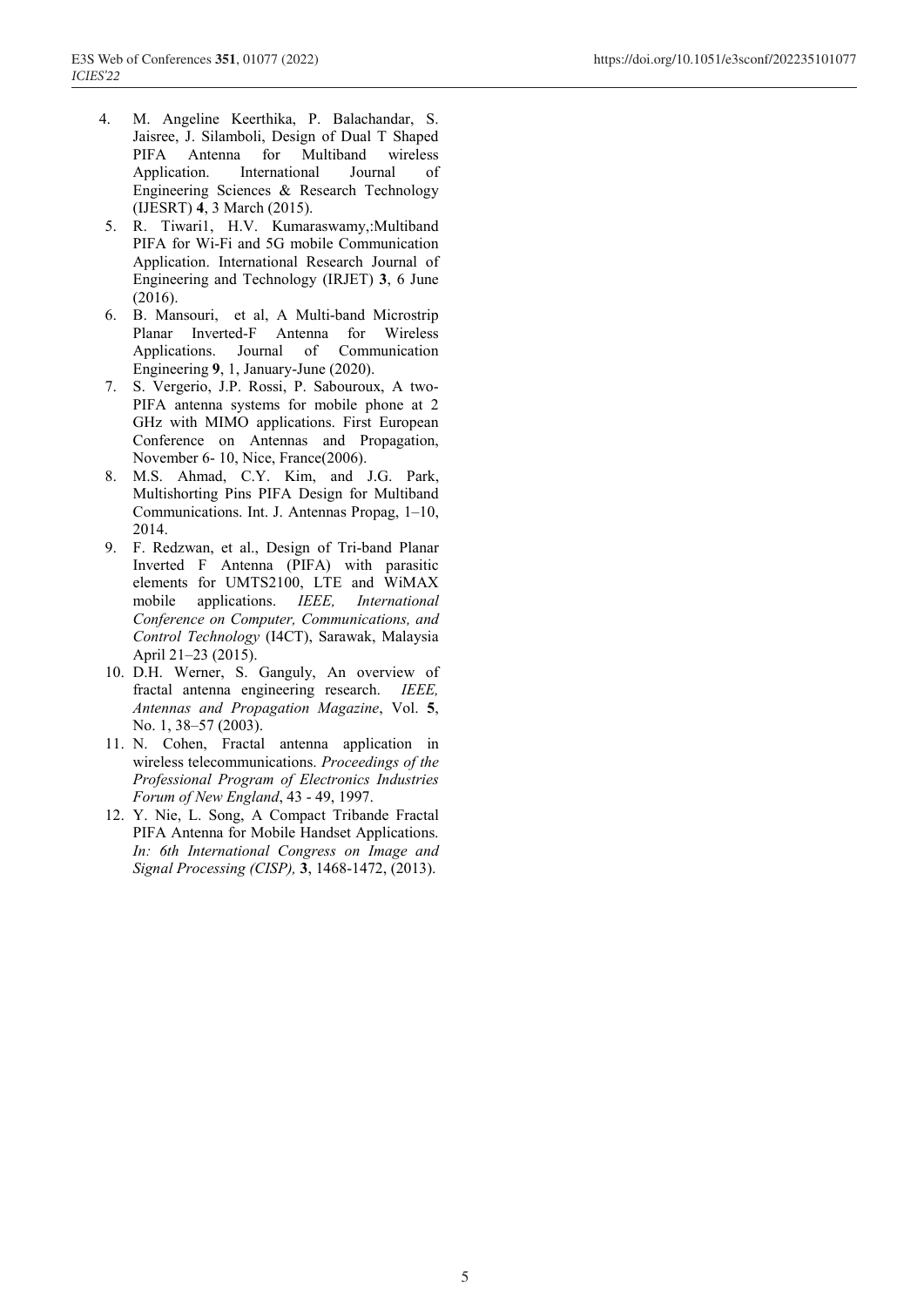4. M. Angeline Keerthika, P. Balachandar, S. Jaisree, J. Silamboli, Design of Dual T Shaped PIFA Antenna for Multiband wireless Application. International Journal of Engineering Sciences & Research Technology (IJESRT) **4**, 3 March (2015).
5. R. Tiwari1, H.V. Kumaraswamy,:Multiband PIFA for Wi-Fi and 5G mobile Communication Application. International Research Journal of Engineering and Technology (IRJET) **3**, 6 June (2016).
6. B. Mansouri, et al, A Multi-band Microstrip Planar Inverted-F Antenna for Wireless Applications. Journal of Communication Engineering **9**, 1, January-June (2020).
7. S. Vergerio, J.P. Rossi, P. Sabouroux, A two-PIFA antenna systems for mobile phone at 2 GHz with MIMO applications. First European Conference on Antennas and Propagation, November 6- 10, Nice, France(2006).
8. M.S. Ahmad, C.Y. Kim, and J.G. Park, Multishorting Pins PIFA Design for Multiband Communications. Int. J. Antennas Propag, 1–10, 2014.
9. F. Redzwan, et al., Design of Tri-band Planar Inverted F Antenna (PIFA) with parasitic elements for UMTS2100, LTE and WiMAX mobile applications. *IEEE, International Conference on Computer, Communications, and Control Technology* (I4CT), Sarawak, Malaysia April 21–23 (2015).
10. D.H. Werner, S. Ganguly, An overview of fractal antenna engineering research. *IEEE, Antennas and Propagation Magazine*, Vol. **5**, No. 1, 38–57 (2003).
11. N. Cohen, Fractal antenna application in wireless telecommunications. *Proceedings of the Professional Program of Electronics Industries Forum of New England*, 43 - 49, 1997.
12. Y. Nie, L. Song, A Compact Tribande Fractal PIFA Antenna for Mobile Handset Applications. *In: 6th International Congress on Image and Signal Processing (CISP),* **3**, 1468-1472, (2013).